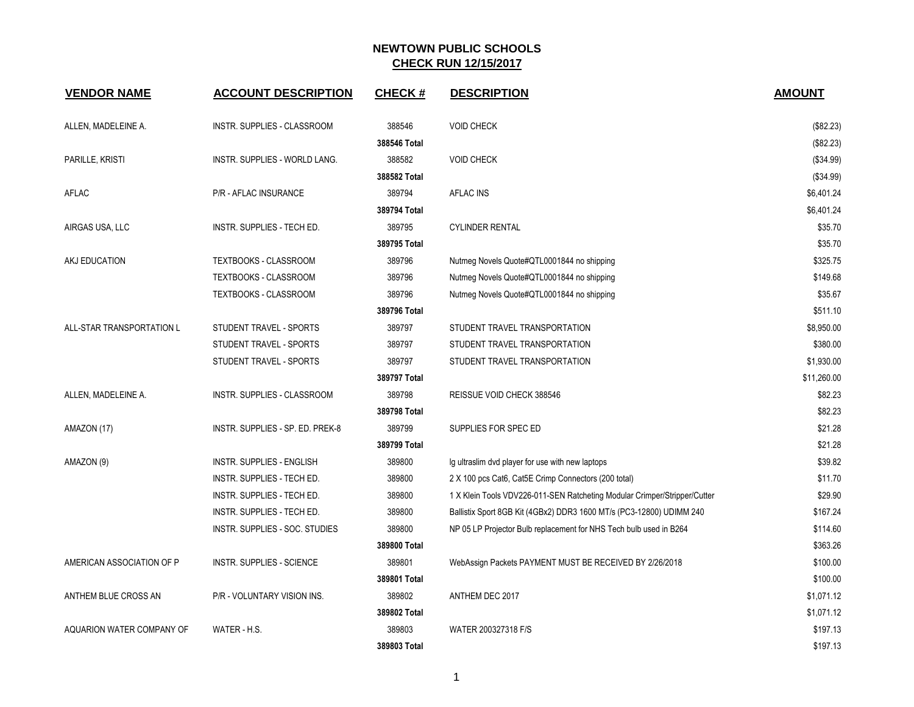# NEWTOWN PUBLIC SCHOOLS
## CHECK RUN 12/15/2017

| VENDOR NAME | ACCOUNT DESCRIPTION | CHECK # | DESCRIPTION | AMOUNT |
|---|---|---|---|---|
| ALLEN, MADELEINE A. | INSTR. SUPPLIES - CLASSROOM | 388546 | VOID CHECK | ($82.23) |
| | | **388546 Total** | | ($82.23) |
| PARILLE, KRISTI | INSTR. SUPPLIES - WORLD LANG. | 388582 | VOID CHECK | ($34.99) |
| | | **388582 Total** | | ($34.99) |
| AFLAC | P/R - AFLAC INSURANCE | 389794 | AFLAC INS | $6,401.24 |
| | | **389794 Total** | | $6,401.24 |
| AIRGAS USA, LLC | INSTR. SUPPLIES - TECH ED. | 389795 | CYLINDER RENTAL | $35.70 |
| | | **389795 Total** | | $35.70 |
| AKJ EDUCATION | TEXTBOOKS - CLASSROOM | 389796 | Nutmeg Novels Quote#QTL0001844 no shipping | $325.75 |
| | TEXTBOOKS - CLASSROOM | 389796 | Nutmeg Novels Quote#QTL0001844 no shipping | $149.68 |
| | TEXTBOOKS - CLASSROOM | 389796 | Nutmeg Novels Quote#QTL0001844 no shipping | $35.67 |
| | | **389796 Total** | | $511.10 |
| ALL-STAR TRANSPORTATION L | STUDENT TRAVEL - SPORTS | 389797 | STUDENT TRAVEL TRANSPORTATION | $8,950.00 |
| | STUDENT TRAVEL - SPORTS | 389797 | STUDENT TRAVEL TRANSPORTATION | $380.00 |
| | STUDENT TRAVEL - SPORTS | 389797 | STUDENT TRAVEL TRANSPORTATION | $1,930.00 |
| | | **389797 Total** | | $11,260.00 |
| ALLEN, MADELEINE A. | INSTR. SUPPLIES - CLASSROOM | 389798 | REISSUE VOID CHECK 388546 | $82.23 |
| | | **389798 Total** | | $82.23 |
| AMAZON (17) | INSTR. SUPPLIES - SP. ED. PREK-8 | 389799 | SUPPLIES FOR SPEC ED | $21.28 |
| | | **389799 Total** | | $21.28 |
| AMAZON (9) | INSTR. SUPPLIES - ENGLISH | 389800 | lg ultraslim dvd player for use with new laptops | $39.82 |
| | INSTR. SUPPLIES - TECH ED. | 389800 | 2 X 100 pcs Cat6, Cat5E Crimp Connectors (200 total) | $11.70 |
| | INSTR. SUPPLIES - TECH ED. | 389800 | 1 X Klein Tools VDV226-011-SEN Ratcheting Modular Crimper/Stripper/Cutter | $29.90 |
| | INSTR. SUPPLIES - TECH ED. | 389800 | Ballistix Sport 8GB Kit (4GBx2) DDR3 1600 MT/s (PC3-12800) UDIMM 240 | $167.24 |
| | INSTR. SUPPLIES - SOC. STUDIES | 389800 | NP 05 LP Projector Bulb replacement for NHS Tech bulb used in B264 | $114.60 |
| | | **389800 Total** | | $363.26 |
| AMERICAN ASSOCIATION OF P | INSTR. SUPPLIES - SCIENCE | 389801 | WebAssign Packets PAYMENT MUST BE RECEIVED BY 2/26/2018 | $100.00 |
| | | **389801 Total** | | $100.00 |
| ANTHEM BLUE CROSS AN | P/R - VOLUNTARY VISION INS. | 389802 | ANTHEM DEC 2017 | $1,071.12 |
| | | **389802 Total** | | $1,071.12 |
| AQUARION WATER COMPANY OF | WATER - H.S. | 389803 | WATER 200327318 F/S | $197.13 |
| | | **389803 Total** | | $197.13 |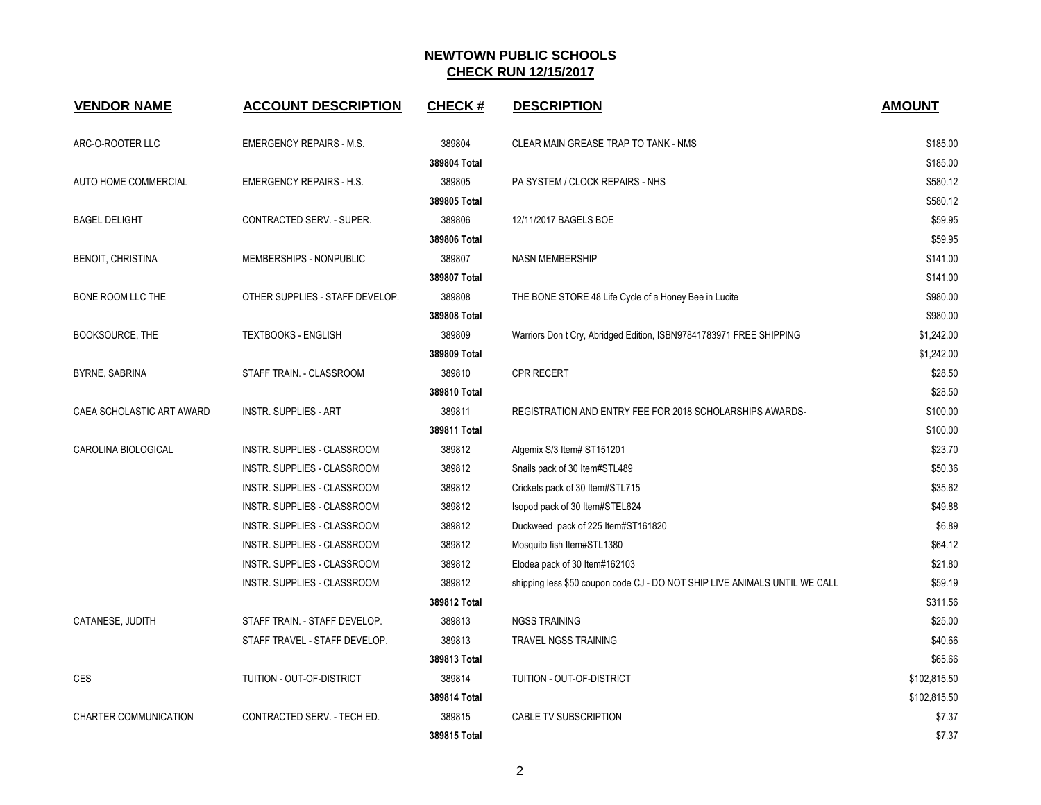# NEWTOWN PUBLIC SCHOOLS

## CHECK RUN 12/15/2017

| VENDOR NAME | ACCOUNT DESCRIPTION | CHECK # | DESCRIPTION | AMOUNT |
|---|---|---|---|---|
| ARC-O-ROOTER LLC | EMERGENCY REPAIRS - M.S. | 389804 | CLEAR MAIN GREASE TRAP TO TANK - NMS | $185.00 |
| | | **389804 Total** | | $185.00 |
| AUTO HOME COMMERCIAL | EMERGENCY REPAIRS - H.S. | 389805 | PA SYSTEM / CLOCK REPAIRS - NHS | $580.12 |
| | | **389805 Total** | | $580.12 |
| BAGEL DELIGHT | CONTRACTED SERV. - SUPER. | 389806 | 12/11/2017 BAGELS BOE | $59.95 |
| | | **389806 Total** | | $59.95 |
| BENOIT, CHRISTINA | MEMBERSHIPS - NONPUBLIC | 389807 | NASN MEMBERSHIP | $141.00 |
| | | **389807 Total** | | $141.00 |
| BONE ROOM LLC THE | OTHER SUPPLIES - STAFF DEVELOP. | 389808 | THE BONE STORE 48 Life Cycle of a Honey Bee in Lucite | $980.00 |
| | | **389808 Total** | | $980.00 |
| BOOKSOURCE, THE | TEXTBOOKS - ENGLISH | 389809 | Warriors Don t Cry, Abridged Edition, ISBN97841783971 FREE SHIPPING | $1,242.00 |
| | | **389809 Total** | | $1,242.00 |
| BYRNE, SABRINA | STAFF TRAIN. - CLASSROOM | 389810 | CPR RECERT | $28.50 |
| | | **389810 Total** | | $28.50 |
| CAEA SCHOLASTIC ART AWARD | INSTR. SUPPLIES - ART | 389811 | REGISTRATION AND ENTRY FEE FOR 2018 SCHOLARSHIPS AWARDS- | $100.00 |
| | | **389811 Total** | | $100.00 |
| CAROLINA BIOLOGICAL | INSTR. SUPPLIES - CLASSROOM | 389812 | Algemix S/3 Item# ST151201 | $23.70 |
| | INSTR. SUPPLIES - CLASSROOM | 389812 | Snails pack of 30 Item#STL489 | $50.36 |
| | INSTR. SUPPLIES - CLASSROOM | 389812 | Crickets pack of 30 Item#STL715 | $35.62 |
| | INSTR. SUPPLIES - CLASSROOM | 389812 | Isopod pack of 30 Item#STEL624 | $49.88 |
| | INSTR. SUPPLIES - CLASSROOM | 389812 | Duckweed pack of 225 Item#ST161820 | $6.89 |
| | INSTR. SUPPLIES - CLASSROOM | 389812 | Mosquito fish Item#STL1380 | $64.12 |
| | INSTR. SUPPLIES - CLASSROOM | 389812 | Elodea pack of 30 Item#162103 | $21.80 |
| | INSTR. SUPPLIES - CLASSROOM | 389812 | shipping less $50 coupon code CJ - DO NOT SHIP LIVE ANIMALS UNTIL WE CALL | $59.19 |
| | | **389812 Total** | | $311.56 |
| CATANESE, JUDITH | STAFF TRAIN. - STAFF DEVELOP. | 389813 | NGSS TRAINING | $25.00 |
| | STAFF TRAVEL - STAFF DEVELOP. | 389813 | TRAVEL NGSS TRAINING | $40.66 |
| | | **389813 Total** | | $65.66 |
| CES | TUITION - OUT-OF-DISTRICT | 389814 | TUITION - OUT-OF-DISTRICT | $102,815.50 |
| | | **389814 Total** | | $102,815.50 |
| CHARTER COMMUNICATION | CONTRACTED SERV. - TECH ED. | 389815 | CABLE TV SUBSCRIPTION | $7.37 |
| | | **389815 Total** | | $7.37 |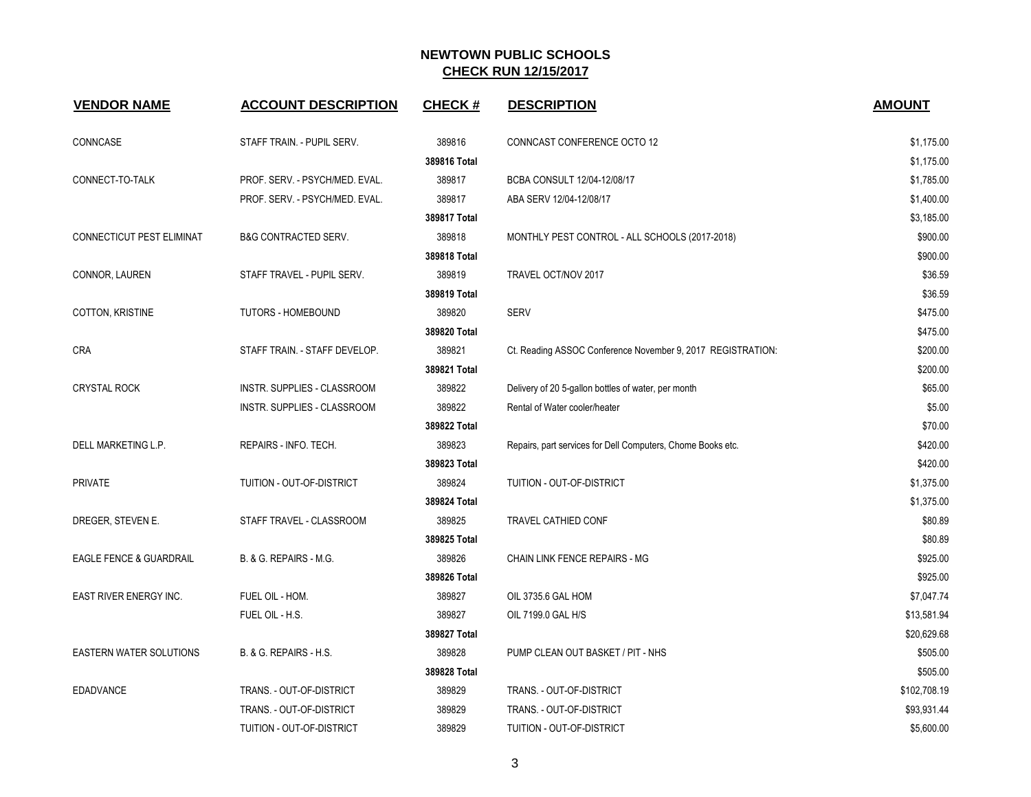# NEWTOWN PUBLIC SCHOOLS

## CHECK RUN 12/15/2017

| VENDOR NAME | ACCOUNT DESCRIPTION | CHECK # | DESCRIPTION | AMOUNT |
|---|---|---|---|---|
| CONNCASE | STAFF TRAIN. - PUPIL SERV. | 389816 | CONNCAST CONFERENCE OCTO 12 | $1,175.00 |
| | | **389816 Total** | | $1,175.00 |
| CONNECT-TO-TALK | PROF. SERV. - PSYCH/MED. EVAL. | 389817 | BCBA CONSULT 12/04-12/08/17 | $1,785.00 |
| | PROF. SERV. - PSYCH/MED. EVAL. | 389817 | ABA SERV 12/04-12/08/17 | $1,400.00 |
| | | **389817 Total** | | $3,185.00 |
| CONNECTICUT PEST ELIMINAT | B&G CONTRACTED SERV. | 389818 | MONTHLY PEST CONTROL - ALL SCHOOLS (2017-2018) | $900.00 |
| | | **389818 Total** | | $900.00 |
| CONNOR, LAUREN | STAFF TRAVEL - PUPIL SERV. | 389819 | TRAVEL OCT/NOV 2017 | $36.59 |
| | | **389819 Total** | | $36.59 |
| COTTON, KRISTINE | TUTORS - HOMEBOUND | 389820 | SERV | $475.00 |
| | | **389820 Total** | | $475.00 |
| CRA | STAFF TRAIN. - STAFF DEVELOP. | 389821 | Ct. Reading ASSOC Conference November 9, 2017 REGISTRATION: | $200.00 |
| | | **389821 Total** | | $200.00 |
| CRYSTAL ROCK | INSTR. SUPPLIES - CLASSROOM | 389822 | Delivery of 20 5-gallon bottles of water, per month | $65.00 |
| | INSTR. SUPPLIES - CLASSROOM | 389822 | Rental of Water cooler/heater | $5.00 |
| | | **389822 Total** | | $70.00 |
| DELL MARKETING L.P. | REPAIRS - INFO. TECH. | 389823 | Repairs, part services for Dell Computers, Chome Books etc. | $420.00 |
| | | **389823 Total** | | $420.00 |
| PRIVATE | TUITION - OUT-OF-DISTRICT | 389824 | TUITION - OUT-OF-DISTRICT | $1,375.00 |
| | | **389824 Total** | | $1,375.00 |
| DREGER, STEVEN E. | STAFF TRAVEL - CLASSROOM | 389825 | TRAVEL CATHIED CONF | $80.89 |
| | | **389825 Total** | | $80.89 |
| EAGLE FENCE & GUARDRAIL | B. & G. REPAIRS - M.G. | 389826 | CHAIN LINK FENCE REPAIRS - MG | $925.00 |
| | | **389826 Total** | | $925.00 |
| EAST RIVER ENERGY INC. | FUEL OIL - HOM. | 389827 | OIL 3735.6 GAL HOM | $7,047.74 |
| | FUEL OIL - H.S. | 389827 | OIL 7199.0 GAL H/S | $13,581.94 |
| | | **389827 Total** | | $20,629.68 |
| EASTERN WATER SOLUTIONS | B. & G. REPAIRS - H.S. | 389828 | PUMP CLEAN OUT BASKET / PIT - NHS | $505.00 |
| | | **389828 Total** | | $505.00 |
| EDADVANCE | TRANS. - OUT-OF-DISTRICT | 389829 | TRANS. - OUT-OF-DISTRICT | $102,708.19 |
| | TRANS. - OUT-OF-DISTRICT | 389829 | TRANS. - OUT-OF-DISTRICT | $93,931.44 |
| | TUITION - OUT-OF-DISTRICT | 389829 | TUITION - OUT-OF-DISTRICT | $5,600.00 |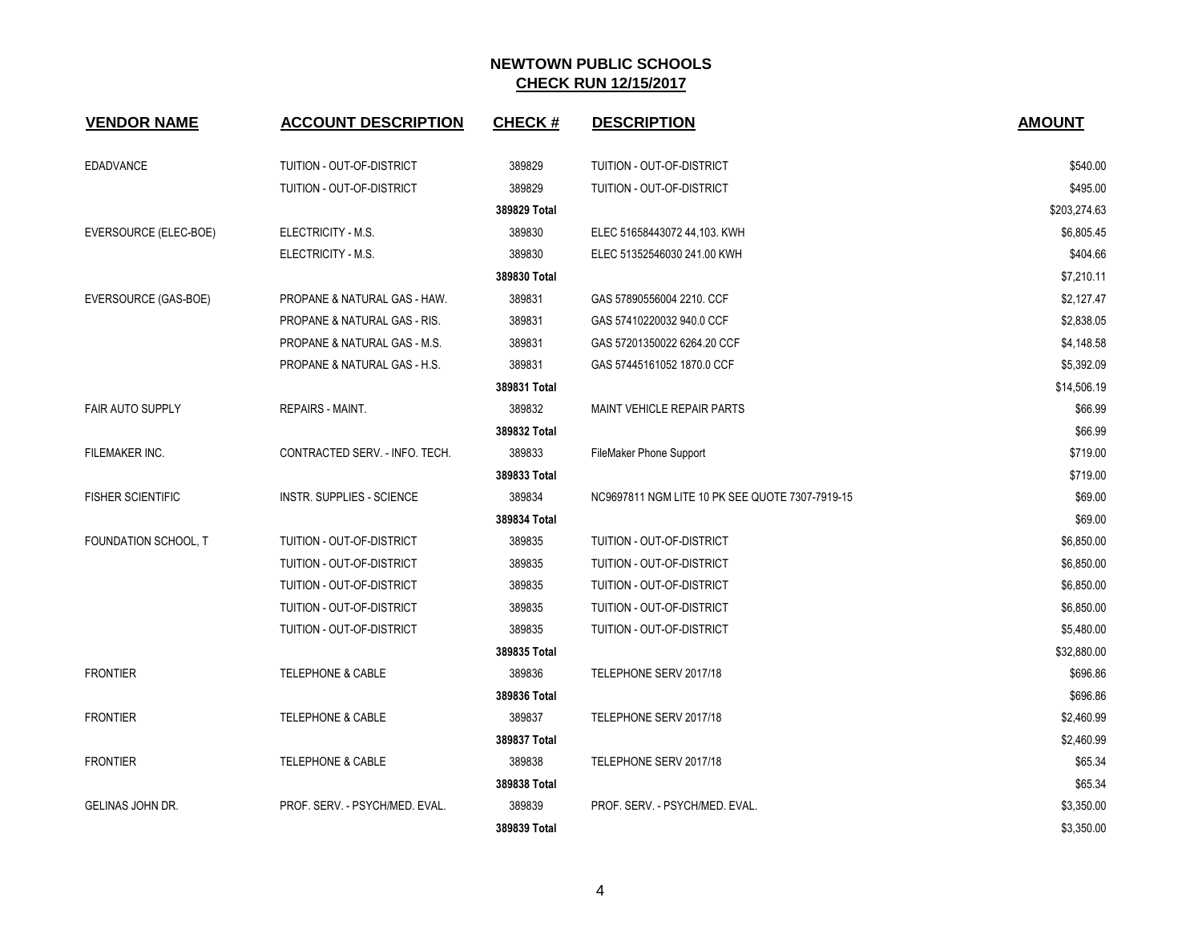# NEWTOWN PUBLIC SCHOOLS
## CHECK RUN 12/15/2017

| VENDOR NAME | ACCOUNT DESCRIPTION | CHECK # | DESCRIPTION | AMOUNT |
|---|---|---|---|---|
| EDADVANCE | TUITION - OUT-OF-DISTRICT | 389829 | TUITION - OUT-OF-DISTRICT | $540.00 |
| | TUITION - OUT-OF-DISTRICT | 389829 | TUITION - OUT-OF-DISTRICT | $495.00 |
| | | **389829 Total** | | $203,274.63 |
| EVERSOURCE (ELEC-BOE) | ELECTRICITY - M.S. | 389830 | ELEC 51658443072 44,103. KWH | $6,805.45 |
| | ELECTRICITY - M.S. | 389830 | ELEC 51352546030 241.00 KWH | $404.66 |
| | | **389830 Total** | | $7,210.11 |
| EVERSOURCE (GAS-BOE) | PROPANE & NATURAL GAS - HAW. | 389831 | GAS 57890556004 2210. CCF | $2,127.47 |
| | PROPANE & NATURAL GAS - RIS. | 389831 | GAS 57410220032 940.0 CCF | $2,838.05 |
| | PROPANE & NATURAL GAS - M.S. | 389831 | GAS 57201350022 6264.20 CCF | $4,148.58 |
| | PROPANE & NATURAL GAS - H.S. | 389831 | GAS 57445161052 1870.0 CCF | $5,392.09 |
| | | **389831 Total** | | $14,506.19 |
| FAIR AUTO SUPPLY | REPAIRS - MAINT. | 389832 | MAINT VEHICLE REPAIR PARTS | $66.99 |
| | | **389832 Total** | | $66.99 |
| FILEMAKER INC. | CONTRACTED SERV. - INFO. TECH. | 389833 | FileMaker Phone Support | $719.00 |
| | | **389833 Total** | | $719.00 |
| FISHER SCIENTIFIC | INSTR. SUPPLIES - SCIENCE | 389834 | NC9697811 NGM LITE 10 PK SEE QUOTE 7307-7919-15 | $69.00 |
| | | **389834 Total** | | $69.00 |
| FOUNDATION SCHOOL, T | TUITION - OUT-OF-DISTRICT | 389835 | TUITION - OUT-OF-DISTRICT | $6,850.00 |
| | TUITION - OUT-OF-DISTRICT | 389835 | TUITION - OUT-OF-DISTRICT | $6,850.00 |
| | TUITION - OUT-OF-DISTRICT | 389835 | TUITION - OUT-OF-DISTRICT | $6,850.00 |
| | TUITION - OUT-OF-DISTRICT | 389835 | TUITION - OUT-OF-DISTRICT | $6,850.00 |
| | TUITION - OUT-OF-DISTRICT | 389835 | TUITION - OUT-OF-DISTRICT | $5,480.00 |
| | | **389835 Total** | | $32,880.00 |
| FRONTIER | TELEPHONE & CABLE | 389836 | TELEPHONE SERV 2017/18 | $696.86 |
| | | **389836 Total** | | $696.86 |
| FRONTIER | TELEPHONE & CABLE | 389837 | TELEPHONE SERV 2017/18 | $2,460.99 |
| | | **389837 Total** | | $2,460.99 |
| FRONTIER | TELEPHONE & CABLE | 389838 | TELEPHONE SERV 2017/18 | $65.34 |
| | | **389838 Total** | | $65.34 |
| GELINAS JOHN DR. | PROF. SERV. - PSYCH/MED. EVAL. | 389839 | PROF. SERV. - PSYCH/MED. EVAL. | $3,350.00 |
| | | **389839 Total** | | $3,350.00 |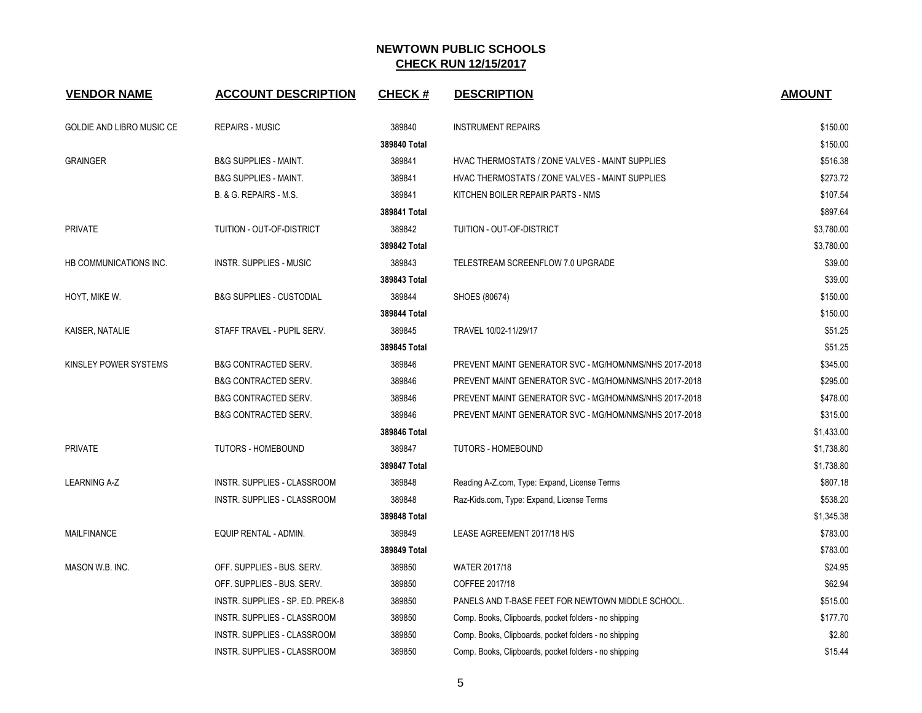# NEWTOWN PUBLIC SCHOOLS
## CHECK RUN 12/15/2017

| VENDOR NAME | ACCOUNT DESCRIPTION | CHECK # | DESCRIPTION | AMOUNT |
|---|---|---|---|---|
| GOLDIE AND LIBRO MUSIC CE | REPAIRS - MUSIC | 389840 | INSTRUMENT REPAIRS | $150.00 |
| | | **389840 Total** | | $150.00 |
| GRAINGER | B&G SUPPLIES - MAINT. | 389841 | HVAC THERMOSTATS / ZONE VALVES - MAINT SUPPLIES | $516.38 |
| | B&G SUPPLIES - MAINT. | 389841 | HVAC THERMOSTATS / ZONE VALVES - MAINT SUPPLIES | $273.72 |
| | B. & G. REPAIRS - M.S. | 389841 | KITCHEN BOILER REPAIR PARTS - NMS | $107.54 |
| | | **389841 Total** | | $897.64 |
| PRIVATE | TUITION - OUT-OF-DISTRICT | 389842 | TUITION - OUT-OF-DISTRICT | $3,780.00 |
| | | **389842 Total** | | $3,780.00 |
| HB COMMUNICATIONS INC. | INSTR. SUPPLIES - MUSIC | 389843 | TELESTREAM SCREENFLOW 7.0 UPGRADE | $39.00 |
| | | **389843 Total** | | $39.00 |
| HOYT, MIKE W. | B&G SUPPLIES - CUSTODIAL | 389844 | SHOES (80674) | $150.00 |
| | | **389844 Total** | | $150.00 |
| KAISER, NATALIE | STAFF TRAVEL - PUPIL SERV. | 389845 | TRAVEL 10/02-11/29/17 | $51.25 |
| | | **389845 Total** | | $51.25 |
| KINSLEY POWER SYSTEMS | B&G CONTRACTED SERV. | 389846 | PREVENT MAINT GENERATOR SVC - MG/HOM/NMS/NHS 2017-2018 | $345.00 |
| | B&G CONTRACTED SERV. | 389846 | PREVENT MAINT GENERATOR SVC - MG/HOM/NMS/NHS 2017-2018 | $295.00 |
| | B&G CONTRACTED SERV. | 389846 | PREVENT MAINT GENERATOR SVC - MG/HOM/NMS/NHS 2017-2018 | $478.00 |
| | B&G CONTRACTED SERV. | 389846 | PREVENT MAINT GENERATOR SVC - MG/HOM/NMS/NHS 2017-2018 | $315.00 |
| | | **389846 Total** | | $1,433.00 |
| PRIVATE | TUTORS - HOMEBOUND | 389847 | TUTORS - HOMEBOUND | $1,738.80 |
| | | **389847 Total** | | $1,738.80 |
| LEARNING A-Z | INSTR. SUPPLIES - CLASSROOM | 389848 | Reading A-Z.com, Type: Expand, License Terms | $807.18 |
| | INSTR. SUPPLIES - CLASSROOM | 389848 | Raz-Kids.com, Type: Expand, License Terms | $538.20 |
| | | **389848 Total** | | $1,345.38 |
| MAILFINANCE | EQUIP RENTAL - ADMIN. | 389849 | LEASE AGREEMENT 2017/18 H/S | $783.00 |
| | | **389849 Total** | | $783.00 |
| MASON W.B. INC. | OFF. SUPPLIES - BUS. SERV. | 389850 | WATER 2017/18 | $24.95 |
| | OFF. SUPPLIES - BUS. SERV. | 389850 | COFFEE 2017/18 | $62.94 |
| | INSTR. SUPPLIES - SP. ED. PREK-8 | 389850 | PANELS AND T-BASE FEET FOR NEWTOWN MIDDLE SCHOOL. | $515.00 |
| | INSTR. SUPPLIES - CLASSROOM | 389850 | Comp. Books, Clipboards, pocket folders - no shipping | $177.70 |
| | INSTR. SUPPLIES - CLASSROOM | 389850 | Comp. Books, Clipboards, pocket folders - no shipping | $2.80 |
| | INSTR. SUPPLIES - CLASSROOM | 389850 | Comp. Books, Clipboards, pocket folders - no shipping | $15.44 |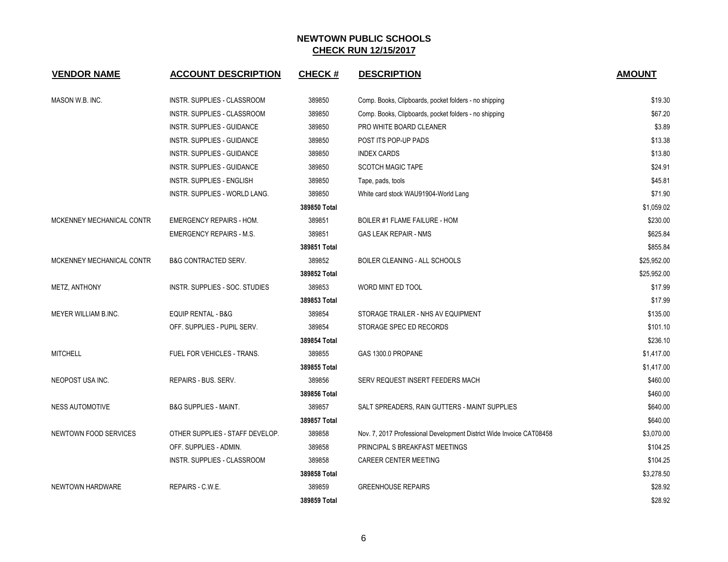# NEWTOWN PUBLIC SCHOOLS

## CHECK RUN 12/15/2017

| VENDOR NAME | ACCOUNT DESCRIPTION | CHECK # | DESCRIPTION | AMOUNT |
|---|---|---|---|---|
| MASON W.B. INC. | INSTR. SUPPLIES - CLASSROOM | 389850 | Comp. Books, Clipboards, pocket folders - no shipping | $19.30 |
| | INSTR. SUPPLIES - CLASSROOM | 389850 | Comp. Books, Clipboards, pocket folders - no shipping | $67.20 |
| | INSTR. SUPPLIES - GUIDANCE | 389850 | PRO WHITE BOARD CLEANER | $3.89 |
| | INSTR. SUPPLIES - GUIDANCE | 389850 | POST ITS POP-UP PADS | $13.38 |
| | INSTR. SUPPLIES - GUIDANCE | 389850 | INDEX CARDS | $13.80 |
| | INSTR. SUPPLIES - GUIDANCE | 389850 | SCOTCH MAGIC TAPE | $24.91 |
| | INSTR. SUPPLIES - ENGLISH | 389850 | Tape, pads, tools | $45.81 |
| | INSTR. SUPPLIES - WORLD LANG. | 389850 | White card stock WAU91904-World Lang | $71.90 |
| | | **389850 Total** | | $1,059.02 |
| MCKENNEY MECHANICAL CONTR | EMERGENCY REPAIRS - HOM. | 389851 | BOILER #1 FLAME FAILURE - HOM | $230.00 |
| | EMERGENCY REPAIRS - M.S. | 389851 | GAS LEAK REPAIR - NMS | $625.84 |
| | | **389851 Total** | | $855.84 |
| MCKENNEY MECHANICAL CONTR | B&G CONTRACTED SERV. | 389852 | BOILER CLEANING - ALL SCHOOLS | $25,952.00 |
| | | **389852 Total** | | $25,952.00 |
| METZ, ANTHONY | INSTR. SUPPLIES - SOC. STUDIES | 389853 | WORD MINT ED TOOL | $17.99 |
| | | **389853 Total** | | $17.99 |
| MEYER WILLIAM B.INC. | EQUIP RENTAL - B&G | 389854 | STORAGE TRAILER - NHS AV EQUIPMENT | $135.00 |
| | OFF. SUPPLIES - PUPIL SERV. | 389854 | STORAGE SPEC ED RECORDS | $101.10 |
| | | **389854 Total** | | $236.10 |
| MITCHELL | FUEL FOR VEHICLES - TRANS. | 389855 | GAS 1300.0 PROPANE | $1,417.00 |
| | | **389855 Total** | | $1,417.00 |
| NEOPOST USA INC. | REPAIRS - BUS. SERV. | 389856 | SERV REQUEST INSERT FEEDERS MACH | $460.00 |
| | | **389856 Total** | | $460.00 |
| NESS AUTOMOTIVE | B&G SUPPLIES - MAINT. | 389857 | SALT SPREADERS, RAIN GUTTERS - MAINT SUPPLIES | $640.00 |
| | | **389857 Total** | | $640.00 |
| NEWTOWN FOOD SERVICES | OTHER SUPPLIES - STAFF DEVELOP. | 389858 | Nov. 7, 2017 Professional Development District Wide Invoice CAT08458 | $3,070.00 |
| | OFF. SUPPLIES - ADMIN. | 389858 | PRINCIPAL S BREAKFAST MEETINGS | $104.25 |
| | INSTR. SUPPLIES - CLASSROOM | 389858 | CAREER CENTER MEETING | $104.25 |
| | | **389858 Total** | | $3,278.50 |
| NEWTOWN HARDWARE | REPAIRS - C.W.E. | 389859 | GREENHOUSE REPAIRS | $28.92 |
| | | **389859 Total** | | $28.92 |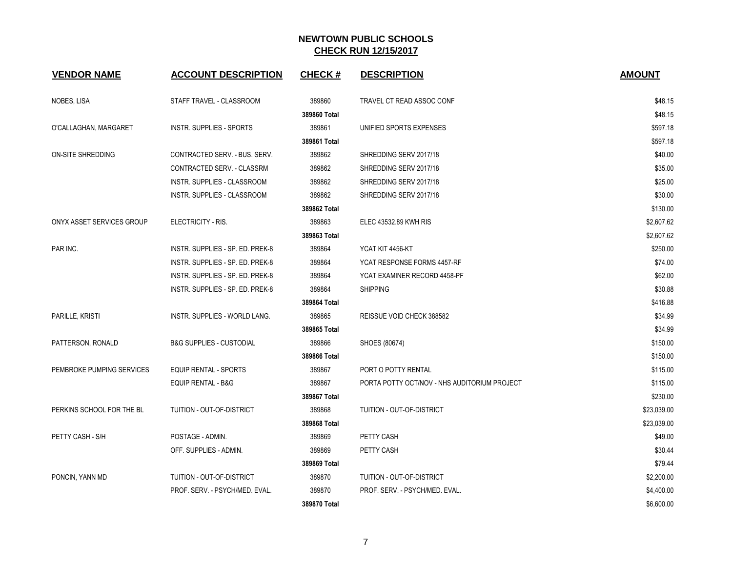# NEWTOWN PUBLIC SCHOOLS

## CHECK RUN 12/15/2017

| VENDOR NAME | ACCOUNT DESCRIPTION | CHECK # | DESCRIPTION | AMOUNT |
|---|---|---|---|---|
| NOBES, LISA | STAFF TRAVEL - CLASSROOM | 389860 | TRAVEL CT READ ASSOC CONF | $48.15 |
| | | **389860 Total** | | $48.15 |
| O'CALLAGHAN, MARGARET | INSTR. SUPPLIES - SPORTS | 389861 | UNIFIED SPORTS EXPENSES | $597.18 |
| | | **389861 Total** | | $597.18 |
| ON-SITE SHREDDING | CONTRACTED SERV. - BUS. SERV. | 389862 | SHREDDING SERV 2017/18 | $40.00 |
| | CONTRACTED SERV. - CLASSRM | 389862 | SHREDDING SERV 2017/18 | $35.00 |
| | INSTR. SUPPLIES - CLASSROOM | 389862 | SHREDDING SERV 2017/18 | $25.00 |
| | INSTR. SUPPLIES - CLASSROOM | 389862 | SHREDDING SERV 2017/18 | $30.00 |
| | | **389862 Total** | | $130.00 |
| ONYX ASSET SERVICES GROUP | ELECTRICITY - RIS. | 389863 | ELEC 43532.89 KWH RIS | $2,607.62 |
| | | **389863 Total** | | $2,607.62 |
| PAR INC. | INSTR. SUPPLIES - SP. ED. PREK-8 | 389864 | YCAT KIT 4456-KT | $250.00 |
| | INSTR. SUPPLIES - SP. ED. PREK-8 | 389864 | YCAT RESPONSE FORMS 4457-RF | $74.00 |
| | INSTR. SUPPLIES - SP. ED. PREK-8 | 389864 | YCAT EXAMINER RECORD 4458-PF | $62.00 |
| | INSTR. SUPPLIES - SP. ED. PREK-8 | 389864 | SHIPPING | $30.88 |
| | | **389864 Total** | | $416.88 |
| PARILLE, KRISTI | INSTR. SUPPLIES - WORLD LANG. | 389865 | REISSUE VOID CHECK 388582 | $34.99 |
| | | **389865 Total** | | $34.99 |
| PATTERSON, RONALD | B&G SUPPLIES - CUSTODIAL | 389866 | SHOES (80674) | $150.00 |
| | | **389866 Total** | | $150.00 |
| PEMBROKE PUMPING SERVICES | EQUIP RENTAL - SPORTS | 389867 | PORT O POTTY RENTAL | $115.00 |
| | EQUIP RENTAL - B&G | 389867 | PORTA POTTY OCT/NOV - NHS AUDITORIUM PROJECT | $115.00 |
| | | **389867 Total** | | $230.00 |
| PERKINS SCHOOL FOR THE BL | TUITION - OUT-OF-DISTRICT | 389868 | TUITION - OUT-OF-DISTRICT | $23,039.00 |
| | | **389868 Total** | | $23,039.00 |
| PETTY CASH - S/H | POSTAGE - ADMIN. | 389869 | PETTY CASH | $49.00 |
| | OFF. SUPPLIES - ADMIN. | 389869 | PETTY CASH | $30.44 |
| | | **389869 Total** | | $79.44 |
| PONCIN, YANN MD | TUITION - OUT-OF-DISTRICT | 389870 | TUITION - OUT-OF-DISTRICT | $2,200.00 |
| | PROF. SERV. - PSYCH/MED. EVAL. | 389870 | PROF. SERV. - PSYCH/MED. EVAL. | $4,400.00 |
| | | **389870 Total** | | $6,600.00 |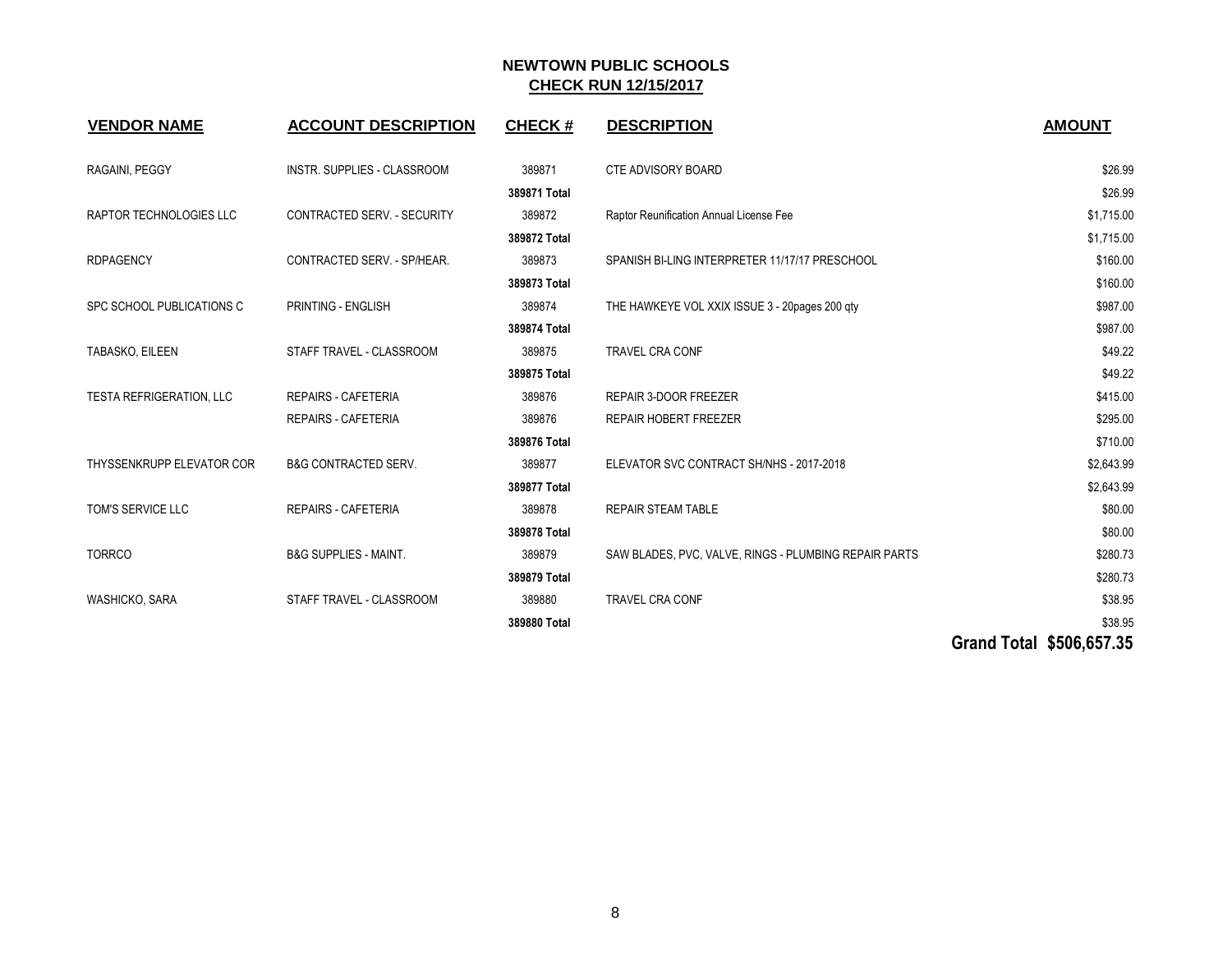# NEWTOWN PUBLIC SCHOOLS

## CHECK RUN 12/15/2017

| VENDOR NAME | ACCOUNT DESCRIPTION | CHECK # | DESCRIPTION | AMOUNT |
|---|---|---|---|---|
| RAGAINI, PEGGY | INSTR. SUPPLIES - CLASSROOM | 389871 | CTE ADVISORY BOARD | $26.99 |
| | | **389871 Total** | | $26.99 |
| RAPTOR TECHNOLOGIES LLC | CONTRACTED SERV. - SECURITY | 389872 | Raptor Reunification Annual License Fee | $1,715.00 |
| | | **389872 Total** | | $1,715.00 |
| RDPAGENCY | CONTRACTED SERV. - SP/HEAR. | 389873 | SPANISH BI-LING INTERPRETER 11/17/17 PRESCHOOL | $160.00 |
| | | **389873 Total** | | $160.00 |
| SPC SCHOOL PUBLICATIONS C | PRINTING - ENGLISH | 389874 | THE HAWKEYE VOL XXIX ISSUE 3 - 20pages 200 qty | $987.00 |
| | | **389874 Total** | | $987.00 |
| TABASKO, EILEEN | STAFF TRAVEL - CLASSROOM | 389875 | TRAVEL CRA CONF | $49.22 |
| | | **389875 Total** | | $49.22 |
| TESTA REFRIGERATION, LLC | REPAIRS - CAFETERIA | 389876 | REPAIR 3-DOOR FREEZER | $415.00 |
| | REPAIRS - CAFETERIA | 389876 | REPAIR HOBERT FREEZER | $295.00 |
| | | **389876 Total** | | $710.00 |
| THYSSENKRUPP ELEVATOR COR | B&G CONTRACTED SERV. | 389877 | ELEVATOR SVC CONTRACT SH/NHS - 2017-2018 | $2,643.99 |
| | | **389877 Total** | | $2,643.99 |
| TOM'S SERVICE LLC | REPAIRS - CAFETERIA | 389878 | REPAIR STEAM TABLE | $80.00 |
| | | **389878 Total** | | $80.00 |
| TORRCO | B&G SUPPLIES - MAINT. | 389879 | SAW BLADES, PVC, VALVE, RINGS - PLUMBING REPAIR PARTS | $280.73 |
| | | **389879 Total** | | $280.73 |
| WASHICKO, SARA | STAFF TRAVEL - CLASSROOM | 389880 | TRAVEL CRA CONF | $38.95 |
| | | **389880 Total** | | $38.95 |
| | | | **Grand Total** | **$506,657.35** |